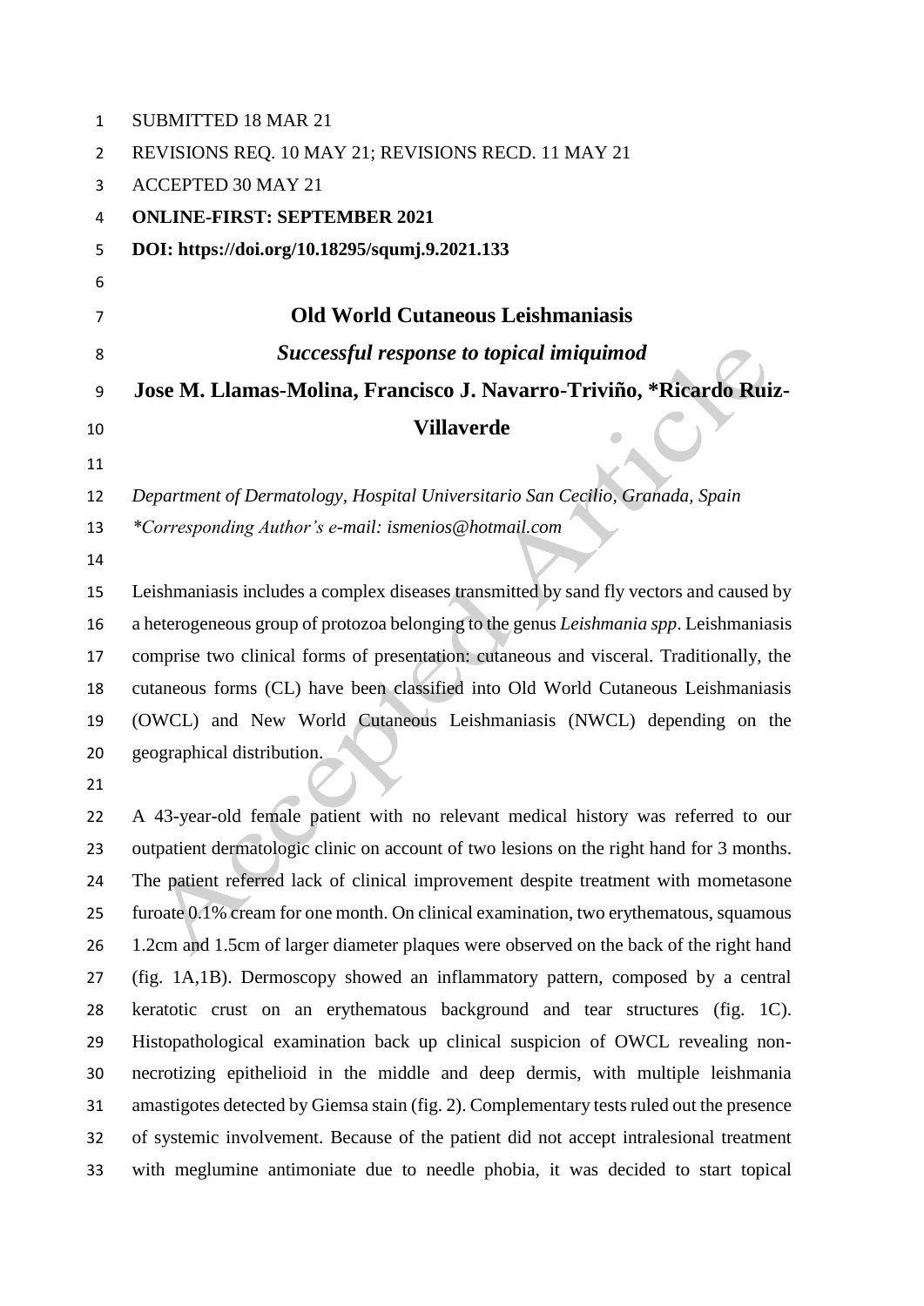SUBMITTED 18 MAR 21

REVISIONS REQ. 10 MAY 21; REVISIONS RECD. 11 MAY 21

ACCEPTED 30 MAY 21

**ONLINE-FIRST: SEPTEMBER 2021**

**DOI: https://doi.org/10.18295/squmj.9.2021.133**

# Old World Cutaneous Leishmaniasis

## *Successful response to topical imiquimod*

**Jose M. Llamas-Molina, Francisco J. Navarro-Triviño, *Ricardo Ruiz-Villaverde**

*Department of Dermatology, Hospital Universitario San Cecilio, Granada, Spain*

**Corresponding Author's e-mail: ismenios@hotmail.com*

Leishmaniasis includes a complex diseases transmitted by sand fly vectors and caused by a heterogeneous group of protozoa belonging to the genus *Leishmania spp*. Leishmaniasis comprise two clinical forms of presentation: cutaneous and visceral. Traditionally, the cutaneous forms (CL) have been classified into Old World Cutaneous Leishmaniasis (OWCL) and New World Cutaneous Leishmaniasis (NWCL) depending on the geographical distribution.

A 43-year-old female patient with no relevant medical history was referred to our outpatient dermatologic clinic on account of two lesions on the right hand for 3 months. The patient referred lack of clinical improvement despite treatment with mometasone furoate 0.1% cream for one month. On clinical examination, two erythematous, squamous 1.2cm and 1.5cm of larger diameter plaques were observed on the back of the right hand (fig. 1A,1B). Dermoscopy showed an inflammatory pattern, composed by a central keratotic crust on an erythematous background and tear structures (fig. 1C). Histopathological examination back up clinical suspicion of OWCL revealing non-necrotizing epithelioid in the middle and deep dermis, with multiple leishmania amastigotes detected by Giemsa stain (fig. 2). Complementary tests ruled out the presence of systemic involvement. Because of the patient did not accept intralesional treatment with meglumine antimoniate due to needle phobia, it was decided to start topical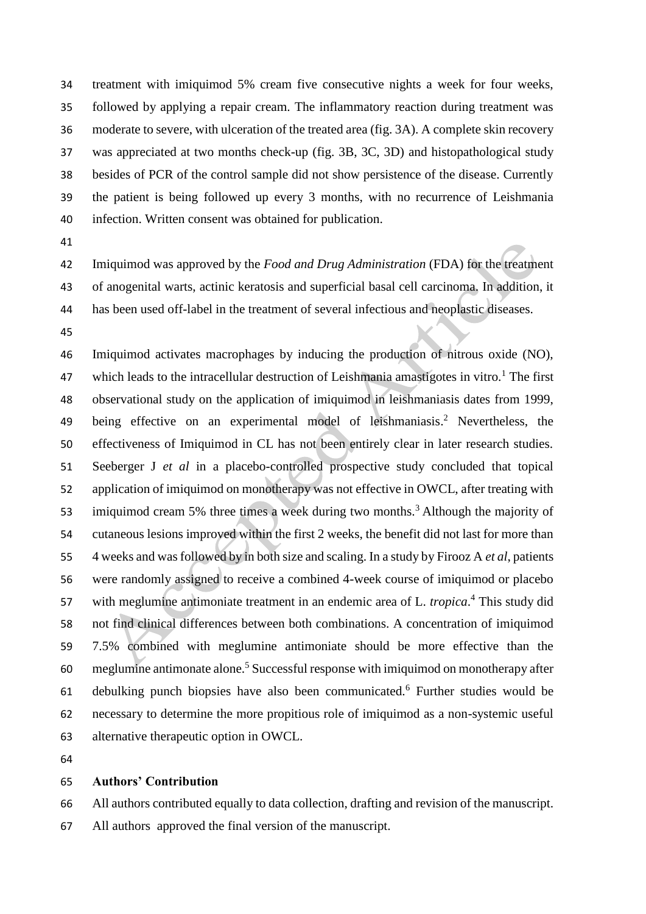treatment with imiquimod 5% cream five consecutive nights a week for four weeks, followed by applying a repair cream. The inflammatory reaction during treatment was moderate to severe, with ulceration of the treated area (fig. 3A). A complete skin recovery was appreciated at two months check-up (fig. 3B, 3C, 3D) and histopathological study besides of PCR of the control sample did not show persistence of the disease. Currently the patient is being followed up every 3 months, with no recurrence of Leishmania infection. Written consent was obtained for publication.

Imiquimod was approved by the *Food and Drug Administration* (FDA) for the treatment of anogenital warts, actinic keratosis and superficial basal cell carcinoma. In addition, it has been used off-label in the treatment of several infectious and neoplastic diseases.

Imiquimod activates macrophages by inducing the production of nitrous oxide (NO), which leads to the intracellular destruction of Leishmania amastigotes in vitro.[1] The first observational study on the application of imiquimod in leishmaniasis dates from 1999, being effective on an experimental model of leishmaniasis.[2] Nevertheless, the effectiveness of Imiquimod in CL has not been entirely clear in later research studies. Seeberger J *et al* in a placebo-controlled prospective study concluded that topical application of imiquimod on monotherapy was not effective in OWCL, after treating with imiquimod cream 5% three times a week during two months.[3] Although the majority of cutaneous lesions improved within the first 2 weeks, the benefit did not last for more than 4 weeks and was followed by in both size and scaling. In a study by Firooz A *et al*, patients were randomly assigned to receive a combined 4-week course of imiquimod or placebo with meglumine antimoniate treatment in an endemic area of L. *tropica*.[4] This study did not find clinical differences between both combinations. A concentration of imiquimod 7.5% combined with meglumine antimoniate should be more effective than the meglumine antimonate alone.[5] Successful response with imiquimod on monotherapy after debulking punch biopsies have also been communicated.[6] Further studies would be necessary to determine the more propitious role of imiquimod as a non-systemic useful alternative therapeutic option in OWCL.

**Authors' Contribution**

All authors contributed equally to data collection, drafting and revision of the manuscript. All authors approved the final version of the manuscript.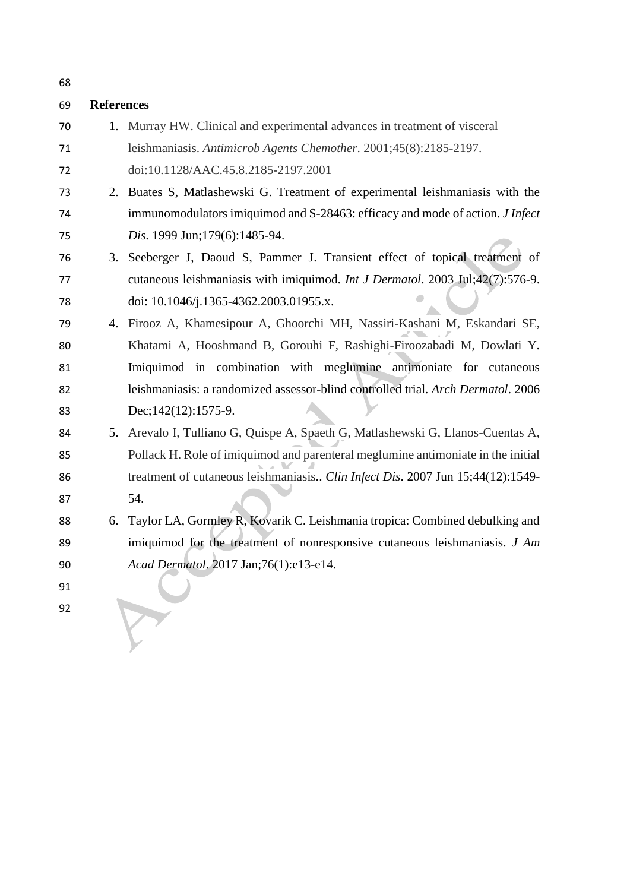## References

1. Murray HW. Clinical and experimental advances in treatment of visceral leishmaniasis. *Antimicrob Agents Chemother*. 2001;45(8):2185-2197. doi:10.1128/AAC.45.8.2185-2197.2001
2. Buates S, Matlashewski G. Treatment of experimental leishmaniasis with the immunomodulators imiquimod and S-28463: efficacy and mode of action. *J Infect Dis*. 1999 Jun;179(6):1485-94.
3. Seeberger J, Daoud S, Pammer J. Transient effect of topical treatment of cutaneous leishmaniasis with imiquimod. *Int J Dermatol*. 2003 Jul;42(7):576-9. doi: 10.1046/j.1365-4362.2003.01955.x.
4. Firooz A, Khamesipour A, Ghoorchi MH, Nassiri-Kashani M, Eskandari SE, Khatami A, Hooshmand B, Gorouhi F, Rashighi-Firoozabadi M, Dowlati Y. Imiquimod in combination with meglumine antimoniate for cutaneous leishmaniasis: a randomized assessor-blind controlled trial. *Arch Dermatol*. 2006 Dec;142(12):1575-9.
5. Arevalo I, Tulliano G, Quispe A, Spaeth G, Matlashewski G, Llanos-Cuentas A, Pollack H. Role of imiquimod and parenteral meglumine antimoniate in the initial treatment of cutaneous leishmaniasis.. *Clin Infect Dis*. 2007 Jun 15;44(12):1549-54.
6. Taylor LA, Gormley R, Kovarik C. Leishmania tropica: Combined debulking and imiquimod for the treatment of nonresponsive cutaneous leishmaniasis. *J Am Acad Dermatol*. 2017 Jan;76(1):e13-e14.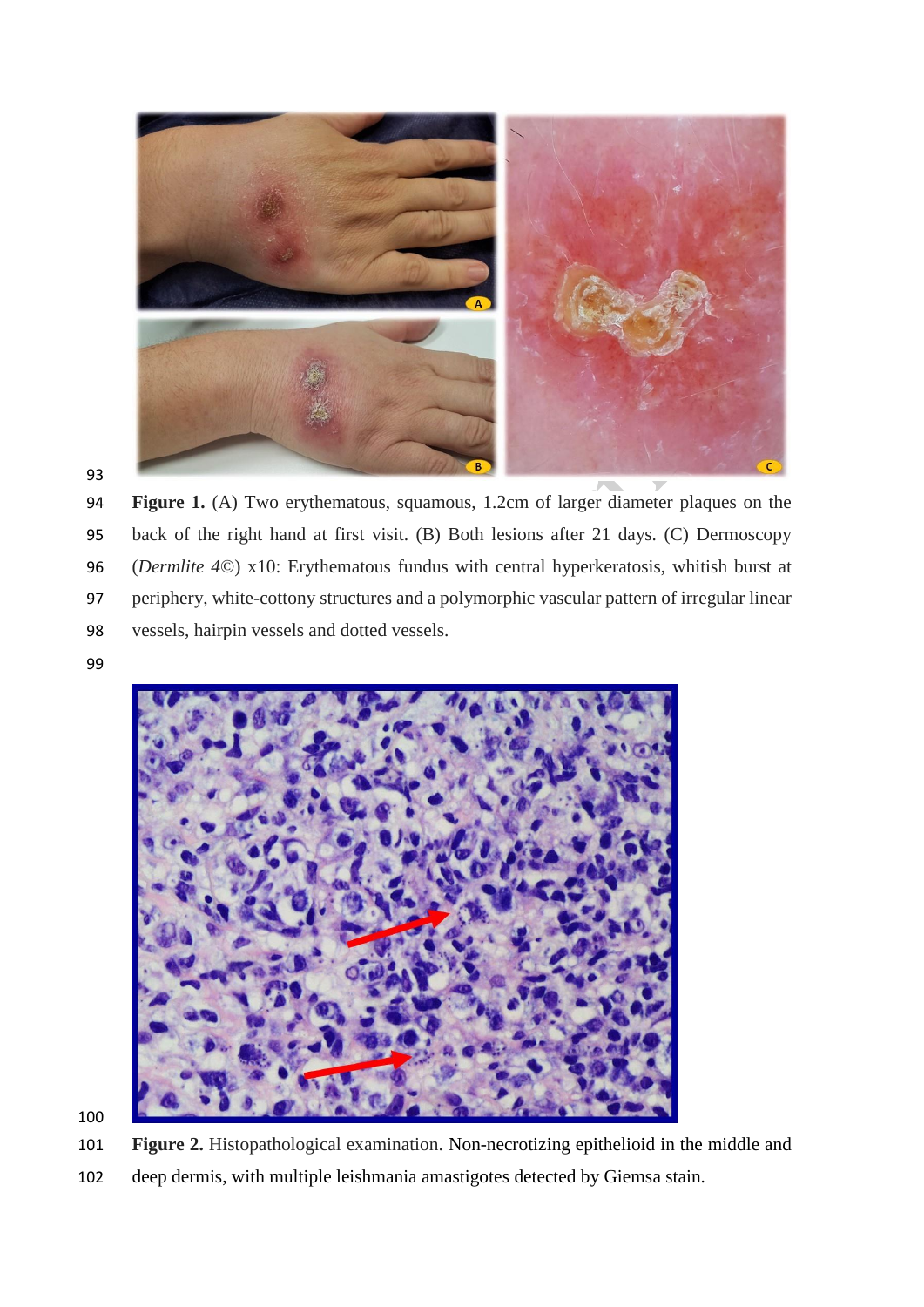**Figure 1.** (A) Two erythematous, squamous, 1.2cm of larger diameter plaques on the back of the right hand at first visit. (B) Both lesions after 21 days. (C) Dermoscopy (*Dermlite 4*©) x10: Erythematous fundus with central hyperkeratosis, whitish burst at periphery, white-cottony structures and a polymorphic vascular pattern of irregular linear vessels, hairpin vessels and dotted vessels.

**Figure 2.** Histopathological examination. Non-necrotizing epithelioid in the middle and deep dermis, with multiple leishmania amastigotes detected by Giemsa stain.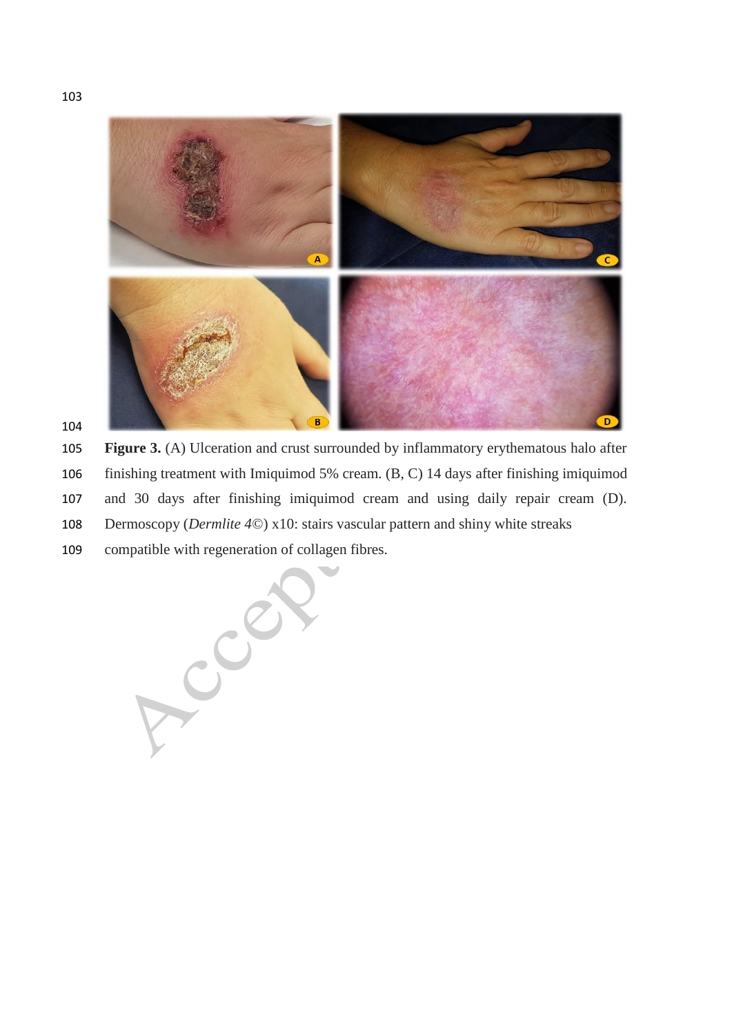**Figure 3.** (A) Ulceration and crust surrounded by inflammatory erythematous halo after finishing treatment with Imiquimod 5% cream. (B, C) 14 days after finishing imiquimod and 30 days after finishing imiquimod cream and using daily repair cream (D). Dermoscopy (*Dermlite 4*©) x10: stairs vascular pattern and shiny white streaks compatible with regeneration of collagen fibres.